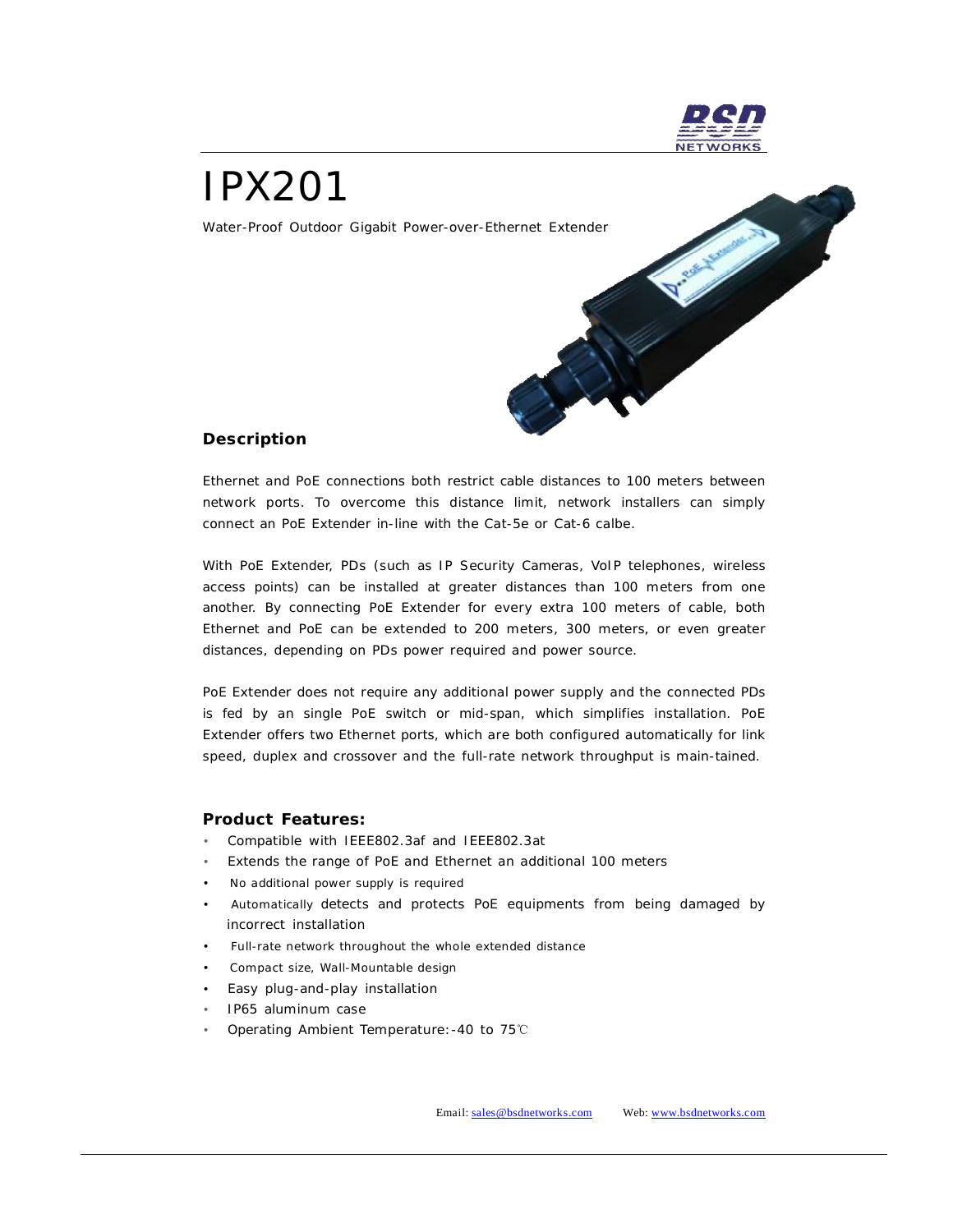# IPX201

Water-Proof Outdoor Gigabit Power-over-Ethernet Extender

## Description

Ethernet and PoE connections both restrict cable distances to 100 meters between network ports. To overcome this distance limit, network installers can simply connect an PoE Extender in-line with the Cat-5e or Cat-6 calbe.

With PoE Extender, PDs (such as IP Security Cameras, VoIP telephones, wireless access points) can be installed at greater distances than 100 meters from one another. By connecting PoE Extender for every extra 100 meters of cable, both Ethernet and PoE can be extended to 200 meters, 300 meters, or even greater distances, depending on PDs power required and power source.

PoE Extender does not require any additional power supply and the connected PDs is fed by an single PoE switch or mid-span, which simplifies installation. PoE Extender offers two Ethernet ports, which are both configured automatically for link speed, duplex and crossover and the full-rate network throughput is main-tained.

## Product Features:

- Compatible with IEEE802.3af and IEEE802.3at
- Extends the range of PoE and Ethernet an additional 100 meters
- No additional power supply is required
- Automatically detects and protects PoE equipments from being damaged by incorrect installation
- Full-rate network throughout the whole extended distance
- Compact size, Wall-Mountable design
- Easy plug-and-play installation
- IP65 aluminum case
- Operating Ambient Temperature:-40 to 75℃

Email: sales@bsdnetworks.com Web: www.bsdnetworks.com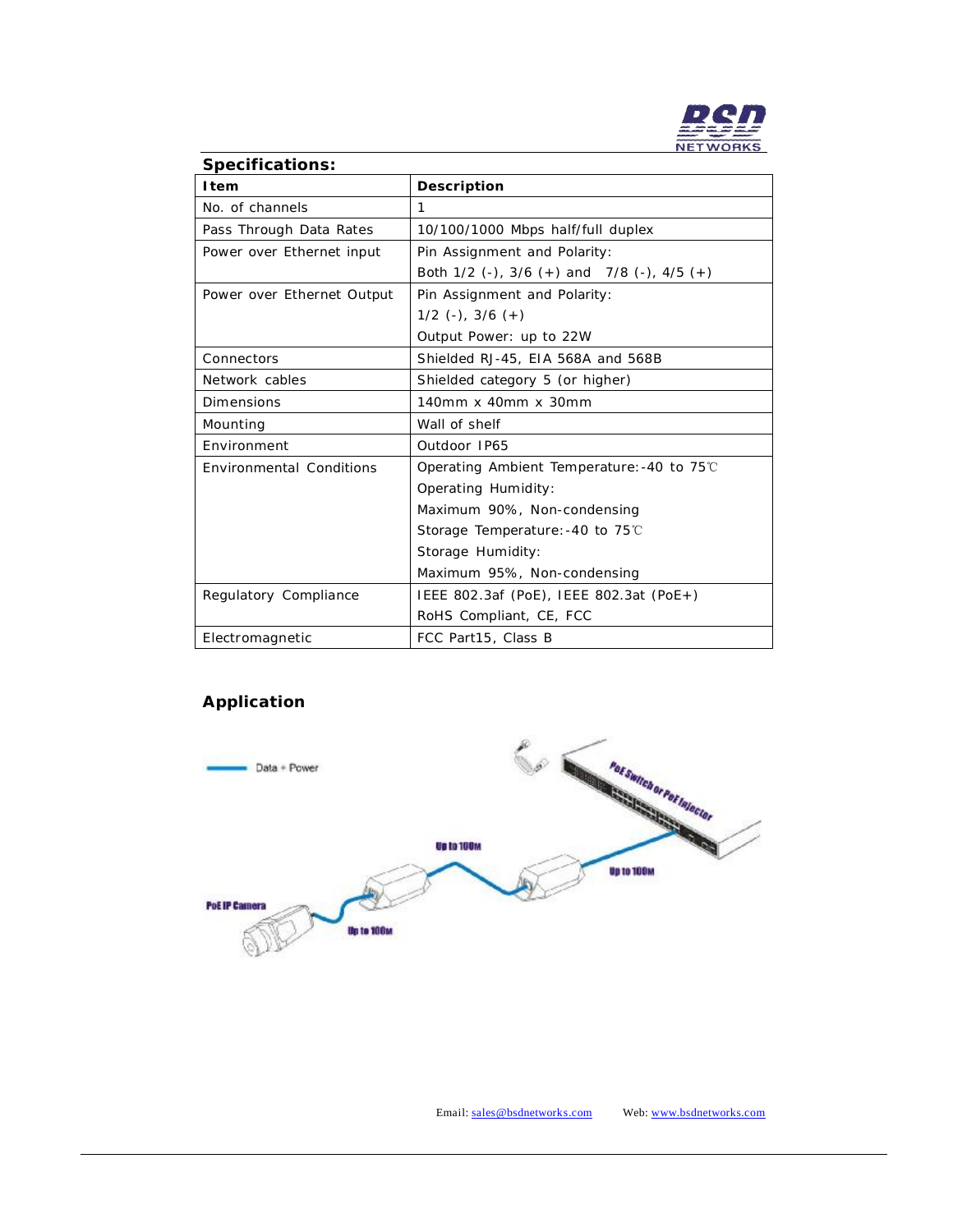## Specifications:

| Item | Description |
|---|---|
| No. of channels | 1 |
| Pass Through Data Rates | 10/100/1000 Mbps half/full duplex |
| Power over Ethernet input | Pin Assignment and Polarity:<br>Both 1/2 (-), 3/6 (+) and 7/8 (-), 4/5 (+) |
| Power over Ethernet Output | Pin Assignment and Polarity:<br>1/2 (-), 3/6 (+)<br>Output Power: up to 22W |
| Connectors | Shielded RJ-45, EIA 568A and 568B |
| Network cables | Shielded category 5 (or higher) |
| Dimensions | 140mm x 40mm x 30mm |
| Mounting | Wall of shelf |
| Environment | Outdoor IP65 |
| Environmental Conditions | Operating Ambient Temperature:-40 to 75℃<br>Operating Humidity:<br>Maximum 90%, Non-condensing<br>Storage Temperature:-40 to 75℃<br>Storage Humidity:<br>Maximum 95%, Non-condensing |
| Regulatory Compliance | IEEE 802.3af (PoE), IEEE 802.3at (PoE+)<br>RoHS Compliant, CE, FCC |
| Electromagnetic | FCC Part15, Class B |

## Application

Data + Power

PoE Switch or PoE Injector

Up to 100M

Up to 100M

PoE IP Camera

Up to 100M

Email: sales@bsdnetworks.com Web: www.bsdnetworks.com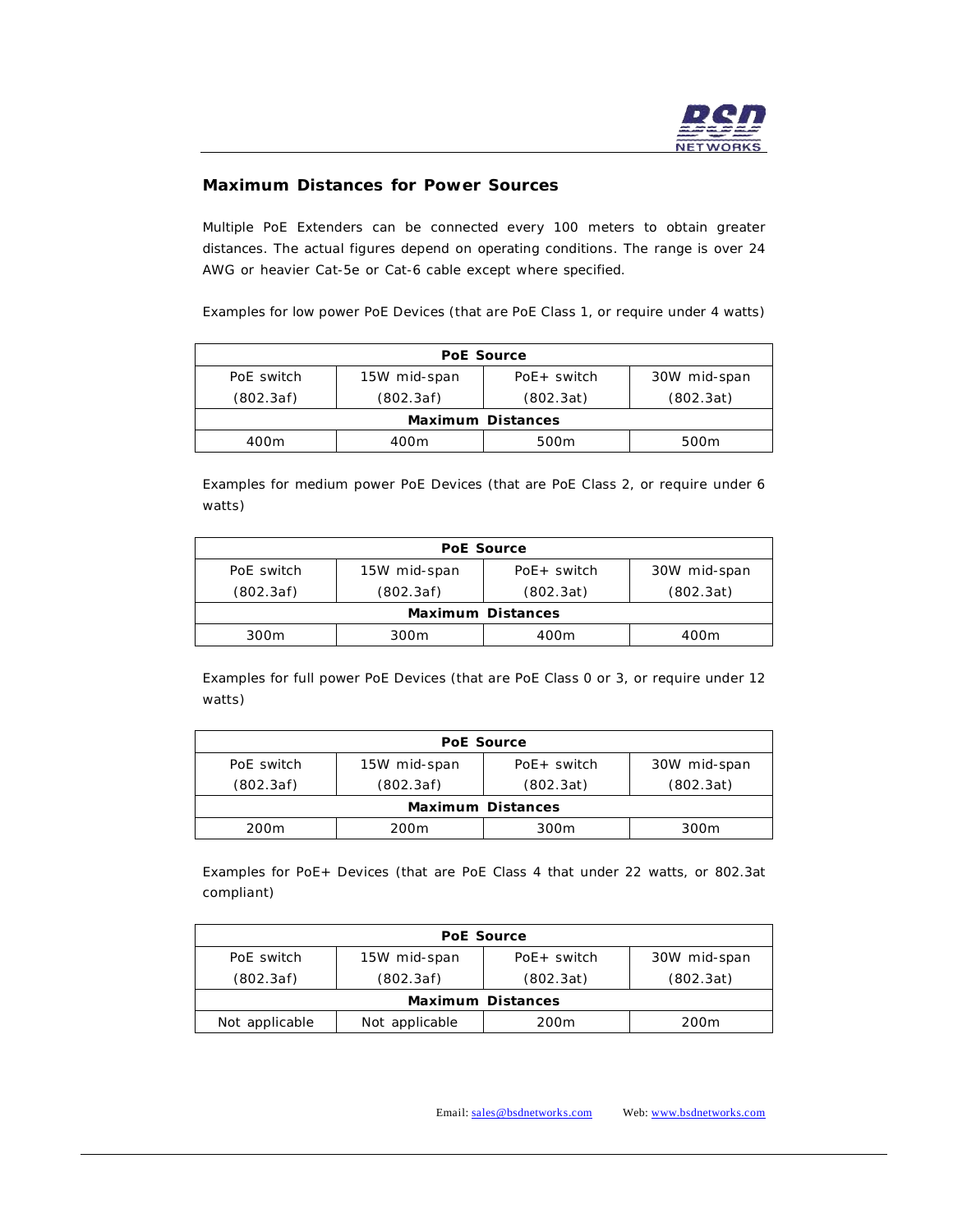## Maximum Distances for Power Sources

Multiple PoE Extenders can be connected every 100 meters to obtain greater distances. The actual figures depend on operating conditions. The range is over 24 AWG or heavier Cat-5e or Cat-6 cable except where specified.

Examples for low power PoE Devices (that are PoE Class 1, or require under 4 watts)

| PoE Source | | | |
|---|---|---|---|
| PoE switch (802.3af) | 15W mid-span (802.3af) | PoE+ switch (802.3at) | 30W mid-span (802.3at) |
| **Maximum Distances** | | | |
| 400m | 400m | 500m | 500m |

Examples for medium power PoE Devices (that are PoE Class 2, or require under 6 watts)

| PoE Source | | | |
|---|---|---|---|
| PoE switch (802.3af) | 15W mid-span (802.3af) | PoE+ switch (802.3at) | 30W mid-span (802.3at) |
| **Maximum Distances** | | | |
| 300m | 300m | 400m | 400m |

Examples for full power PoE Devices (that are PoE Class 0 or 3, or require under 12 watts)

| PoE Source | | | |
|---|---|---|---|
| PoE switch (802.3af) | 15W mid-span (802.3af) | PoE+ switch (802.3at) | 30W mid-span (802.3at) |
| **Maximum Distances** | | | |
| 200m | 200m | 300m | 300m |

Examples for PoE+ Devices (that are PoE Class 4 that under 22 watts, or 802.3at compliant)

| PoE Source | | | |
|---|---|---|---|
| PoE switch (802.3af) | 15W mid-span (802.3af) | PoE+ switch (802.3at) | 30W mid-span (802.3at) |
| **Maximum Distances** | | | |
| Not applicable | Not applicable | 200m | 200m |